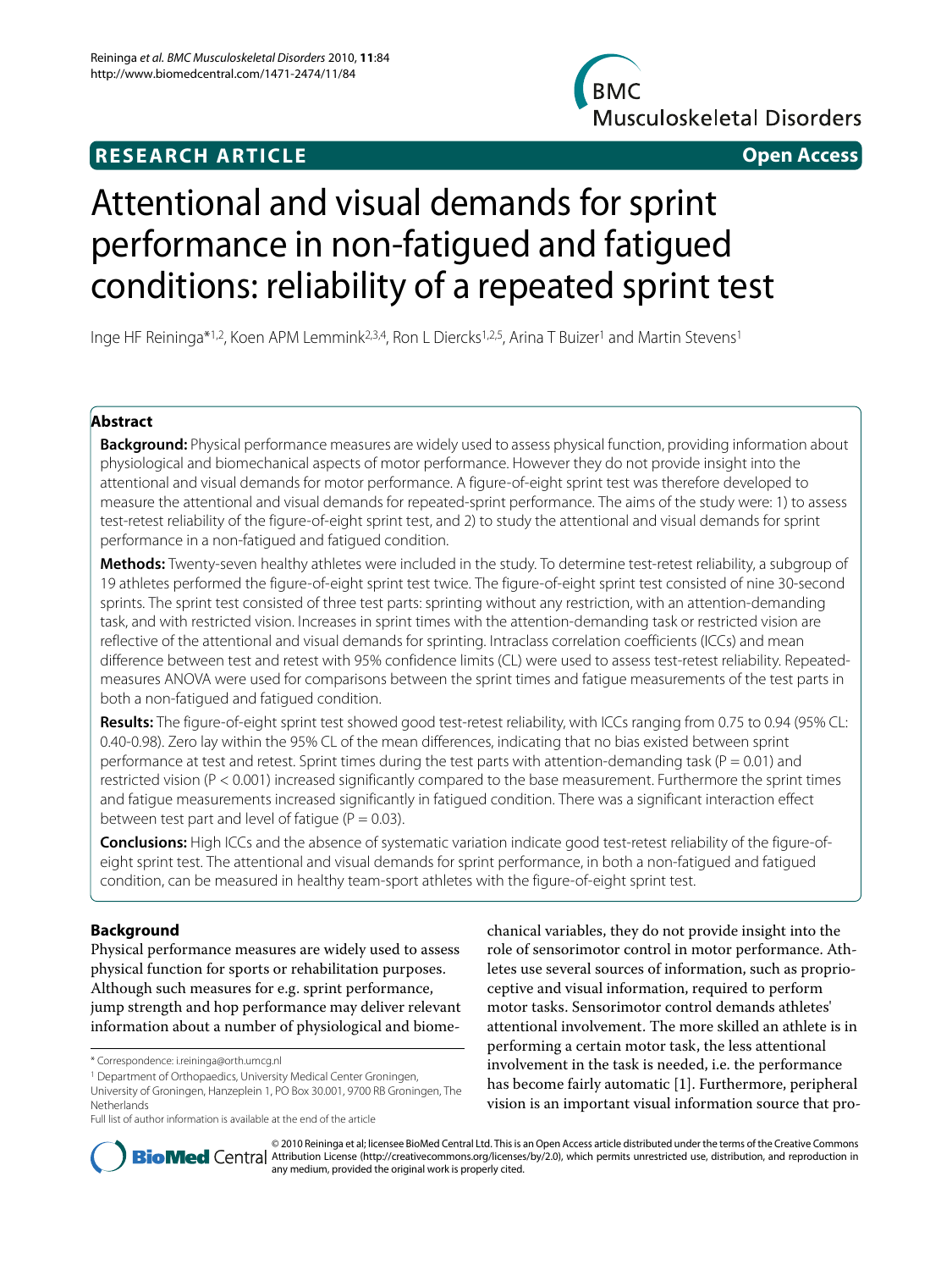**RESEARCH ARTICLE** **Open Access**

# Attentional and visual demands for sprint performance in non-fatigued and fatigued conditions: reliability of a repeated sprint test

Inge HF Reininga*[1,2], Koen APM Lemmink[2,3,4], Ron L Diercks[1,2,5], Arina T Buizer[1] and Martin Stevens[1]

## Abstract

**Background:** Physical performance measures are widely used to assess physical function, providing information about physiological and biomechanical aspects of motor performance. However they do not provide insight into the attentional and visual demands for motor performance. A figure-of-eight sprint test was therefore developed to measure the attentional and visual demands for repeated-sprint performance. The aims of the study were: 1) to assess test-retest reliability of the figure-of-eight sprint test, and 2) to study the attentional and visual demands for sprint performance in a non-fatigued and fatigued condition.

**Methods:** Twenty-seven healthy athletes were included in the study. To determine test-retest reliability, a subgroup of 19 athletes performed the figure-of-eight sprint test twice. The figure-of-eight sprint test consisted of nine 30-second sprints. The sprint test consisted of three test parts: sprinting without any restriction, with an attention-demanding task, and with restricted vision. Increases in sprint times with the attention-demanding task or restricted vision are reflective of the attentional and visual demands for sprinting. Intraclass correlation coefficients (ICCs) and mean difference between test and retest with 95% confidence limits (CL) were used to assess test-retest reliability. Repeated-measures ANOVA were used for comparisons between the sprint times and fatigue measurements of the test parts in both a non-fatigued and fatigued condition.

**Results:** The figure-of-eight sprint test showed good test-retest reliability, with ICCs ranging from 0.75 to 0.94 (95% CL: 0.40-0.98). Zero lay within the 95% CL of the mean differences, indicating that no bias existed between sprint performance at test and retest. Sprint times during the test parts with attention-demanding task ($P = 0.01$) and restricted vision ($P < 0.001$) increased significantly compared to the base measurement. Furthermore the sprint times and fatigue measurements increased significantly in fatigued condition. There was a significant interaction effect between test part and level of fatigue ($P = 0.03$).

**Conclusions:** High ICCs and the absence of systematic variation indicate good test-retest reliability of the figure-of-eight sprint test. The attentional and visual demands for sprint performance, in both a non-fatigued and fatigued condition, can be measured in healthy team-sport athletes with the figure-of-eight sprint test.

## Background

Physical performance measures are widely used to assess physical function for sports or rehabilitation purposes. Although such measures for e.g. sprint performance, jump strength and hop performance may deliver relevant information about a number of physiological and biomechanical variables, they do not provide insight into the role of sensorimotor control in motor performance. Athletes use several sources of information, such as proprioceptive and visual information, required to perform motor tasks. Sensorimotor control demands athletes' attentional involvement. The more skilled an athlete is in performing a certain motor task, the less attentional involvement in the task is needed, i.e. the performance has become fairly automatic [1]. Furthermore, peripheral vision is an important visual information source that pro-

* Correspondence: i.reininga@orth.umcg.nl

[1] Department of Orthopaedics, University Medical Center Groningen, University of Groningen, Hanzeplein 1, PO Box 30.001, 9700 RB Groningen, The Netherlands

Full list of author information is available at the end of the article

© 2010 Reininga et al; licensee BioMed Central Ltd. This is an Open Access article distributed under the terms of the Creative Commons Attribution License (http://creativecommons.org/licenses/by/2.0), which permits unrestricted use, distribution, and reproduction in any medium, provided the original work is properly cited.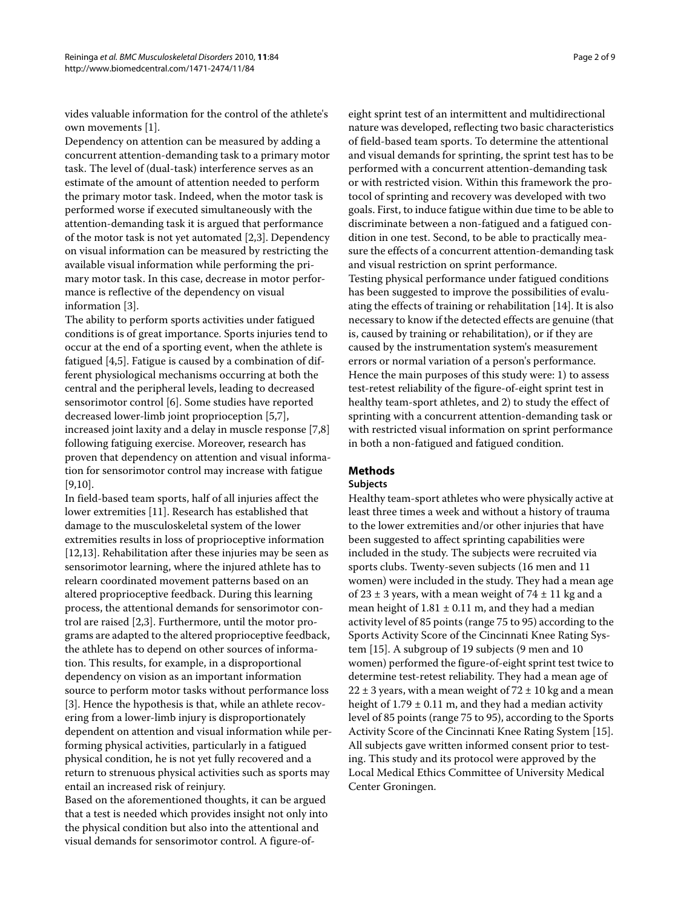vides valuable information for the control of the athlete's own movements [1].

Dependency on attention can be measured by adding a concurrent attention-demanding task to a primary motor task. The level of (dual-task) interference serves as an estimate of the amount of attention needed to perform the primary motor task. Indeed, when the motor task is performed worse if executed simultaneously with the attention-demanding task it is argued that performance of the motor task is not yet automated [2,3]. Dependency on visual information can be measured by restricting the available visual information while performing the primary motor task. In this case, decrease in motor performance is reflective of the dependency on visual information [3].

The ability to perform sports activities under fatigued conditions is of great importance. Sports injuries tend to occur at the end of a sporting event, when the athlete is fatigued [4,5]. Fatigue is caused by a combination of different physiological mechanisms occurring at both the central and the peripheral levels, leading to decreased sensorimotor control [6]. Some studies have reported decreased lower-limb joint proprioception [5,7], increased joint laxity and a delay in muscle response [7,8] following fatiguing exercise. Moreover, research has proven that dependency on attention and visual information for sensorimotor control may increase with fatigue [9,10].

In field-based team sports, half of all injuries affect the lower extremities [11]. Research has established that damage to the musculoskeletal system of the lower extremities results in loss of proprioceptive information [12,13]. Rehabilitation after these injuries may be seen as sensorimotor learning, where the injured athlete has to relearn coordinated movement patterns based on an altered proprioceptive feedback. During this learning process, the attentional demands for sensorimotor control are raised [2,3]. Furthermore, until the motor programs are adapted to the altered proprioceptive feedback, the athlete has to depend on other sources of information. This results, for example, in a disproportional dependency on vision as an important information source to perform motor tasks without performance loss [3]. Hence the hypothesis is that, while an athlete recovering from a lower-limb injury is disproportionately dependent on attention and visual information while performing physical activities, particularly in a fatigued physical condition, he is not yet fully recovered and a return to strenuous physical activities such as sports may entail an increased risk of reinjury.

Based on the aforementioned thoughts, it can be argued that a test is needed which provides insight not only into the physical condition but also into the attentional and visual demands for sensorimotor control. A figure-of-eight sprint test of an intermittent and multidirectional nature was developed, reflecting two basic characteristics of field-based team sports. To determine the attentional and visual demands for sprinting, the sprint test has to be performed with a concurrent attention-demanding task or with restricted vision. Within this framework the protocol of sprinting and recovery was developed with two goals. First, to induce fatigue within due time to be able to discriminate between a non-fatigued and a fatigued condition in one test. Second, to be able to practically measure the effects of a concurrent attention-demanding task and visual restriction on sprint performance.

Testing physical performance under fatigued conditions has been suggested to improve the possibilities of evaluating the effects of training or rehabilitation [14]. It is also necessary to know if the detected effects are genuine (that is, caused by training or rehabilitation), or if they are caused by the instrumentation system's measurement errors or normal variation of a person's performance. Hence the main purposes of this study were: 1) to assess test-retest reliability of the figure-of-eight sprint test in healthy team-sport athletes, and 2) to study the effect of sprinting with a concurrent attention-demanding task or with restricted visual information on sprint performance in both a non-fatigued and fatigued condition.

## Methods

### Subjects

Healthy team-sport athletes who were physically active at least three times a week and without a history of trauma to the lower extremities and/or other injuries that have been suggested to affect sprinting capabilities were included in the study. The subjects were recruited via sports clubs. Twenty-seven subjects (16 men and 11 women) were included in the study. They had a mean age of 23 ± 3 years, with a mean weight of 74 ± 11 kg and a mean height of 1.81 ± 0.11 m, and they had a median activity level of 85 points (range 75 to 95) according to the Sports Activity Score of the Cincinnati Knee Rating System [15]. A subgroup of 19 subjects (9 men and 10 women) performed the figure-of-eight sprint test twice to determine test-retest reliability. They had a mean age of 22 ± 3 years, with a mean weight of 72 ± 10 kg and a mean height of 1.79 ± 0.11 m, and they had a median activity level of 85 points (range 75 to 95), according to the Sports Activity Score of the Cincinnati Knee Rating System [15]. All subjects gave written informed consent prior to testing. This study and its protocol were approved by the Local Medical Ethics Committee of University Medical Center Groningen.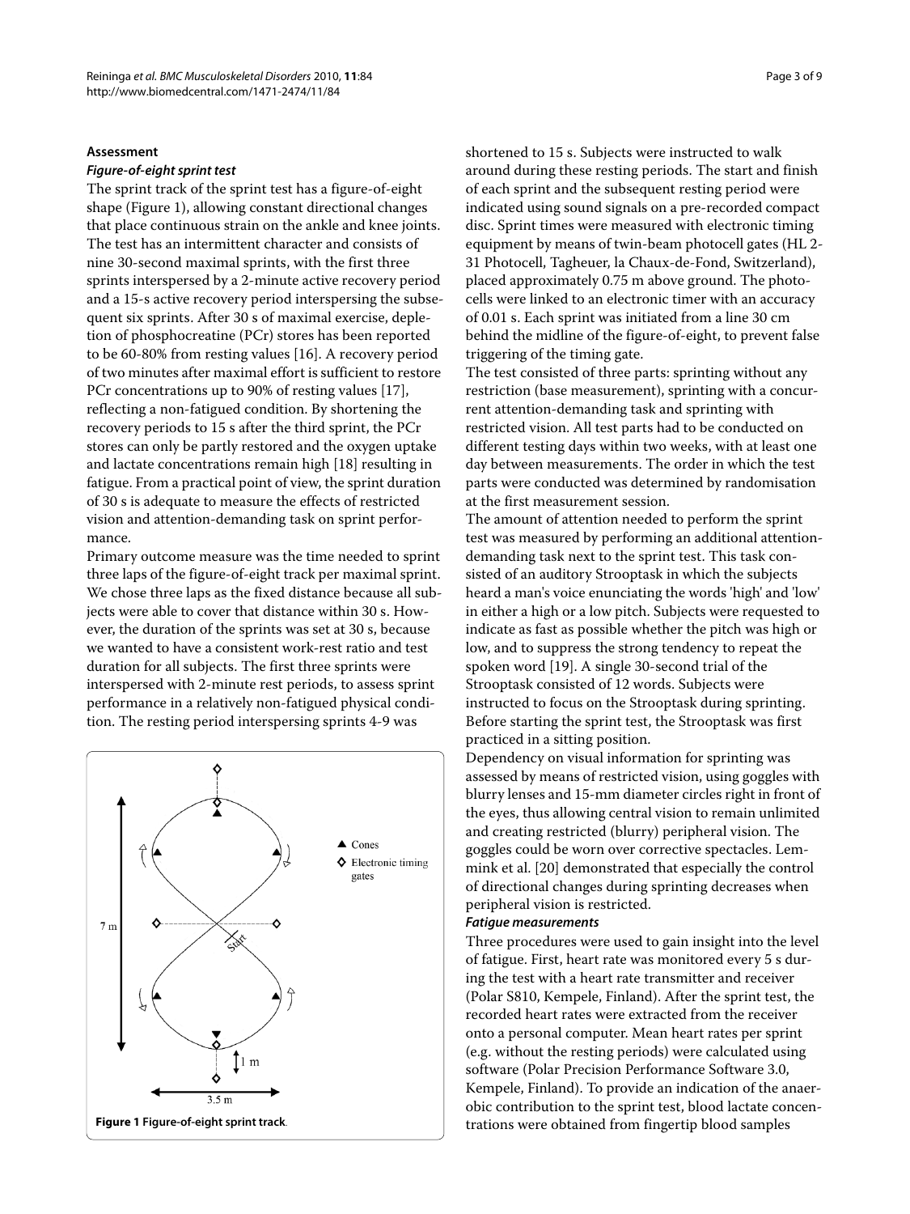### Assessment

#### *Figure-of-eight sprint test*

The sprint track of the sprint test has a figure-of-eight shape (Figure 1), allowing constant directional changes that place continuous strain on the ankle and knee joints. The test has an intermittent character and consists of nine 30-second maximal sprints, with the first three sprints interspersed by a 2-minute active recovery period and a 15-s active recovery period interspersing the subsequent six sprints. After 30 s of maximal exercise, depletion of phosphocreatine (PCr) stores has been reported to be 60-80% from resting values [16]. A recovery period of two minutes after maximal effort is sufficient to restore PCr concentrations up to 90% of resting values [17], reflecting a non-fatigued condition. By shortening the recovery periods to 15 s after the third sprint, the PCr stores can only be partly restored and the oxygen uptake and lactate concentrations remain high [18] resulting in fatigue. From a practical point of view, the sprint duration of 30 s is adequate to measure the effects of restricted vision and attention-demanding task on sprint performance.

Primary outcome measure was the time needed to sprint three laps of the figure-of-eight track per maximal sprint. We chose three laps as the fixed distance because all subjects were able to cover that distance within 30 s. However, the duration of the sprints was set at 30 s, because we wanted to have a consistent work-rest ratio and test duration for all subjects. The first three sprints were interspersed with 2-minute rest periods, to assess sprint performance in a relatively non-fatigued physical condition. The resting period interspersing sprints 4-9 was shortened to 15 s. Subjects were instructed to walk around during these resting periods. The start and finish of each sprint and the subsequent resting period were indicated using sound signals on a pre-recorded compact disc. Sprint times were measured with electronic timing equipment by means of twin-beam photocell gates (HL 2-31 Photocell, Tagheuer, la Chaux-de-Fond, Switzerland), placed approximately 0.75 m above ground. The photocells were linked to an electronic timer with an accuracy of 0.01 s. Each sprint was initiated from a line 30 cm behind the midline of the figure-of-eight, to prevent false triggering of the timing gate.

**Figure 1** Figure-of-eight sprint track.

The test consisted of three parts: sprinting without any restriction (base measurement), sprinting with a concurrent attention-demanding task and sprinting with restricted vision. All test parts had to be conducted on different testing days within two weeks, with at least one day between measurements. The order in which the test parts were conducted was determined by randomisation at the first measurement session.

The amount of attention needed to perform the sprint test was measured by performing an additional attention-demanding task next to the sprint test. This task consisted of an auditory Strooptask in which the subjects heard a man's voice enunciating the words 'high' and 'low' in either a high or a low pitch. Subjects were requested to indicate as fast as possible whether the pitch was high or low, and to suppress the strong tendency to repeat the spoken word [19]. A single 30-second trial of the Strooptask consisted of 12 words. Subjects were instructed to focus on the Strooptask during sprinting. Before starting the sprint test, the Strooptask was first practiced in a sitting position.

Dependency on visual information for sprinting was assessed by means of restricted vision, using goggles with blurry lenses and 15-mm diameter circles right in front of the eyes, thus allowing central vision to remain unlimited and creating restricted (blurry) peripheral vision. The goggles could be worn over corrective spectacles. Lemmink et al. [20] demonstrated that especially the control of directional changes during sprinting decreases when peripheral vision is restricted.

#### *Fatigue measurements*

Three procedures were used to gain insight into the level of fatigue. First, heart rate was monitored every 5 s during the test with a heart rate transmitter and receiver (Polar S810, Kempele, Finland). After the sprint test, the recorded heart rates were extracted from the receiver onto a personal computer. Mean heart rates per sprint (e.g. without the resting periods) were calculated using software (Polar Precision Performance Software 3.0, Kempele, Finland). To provide an indication of the anaerobic contribution to the sprint test, blood lactate concentrations were obtained from fingertip blood samples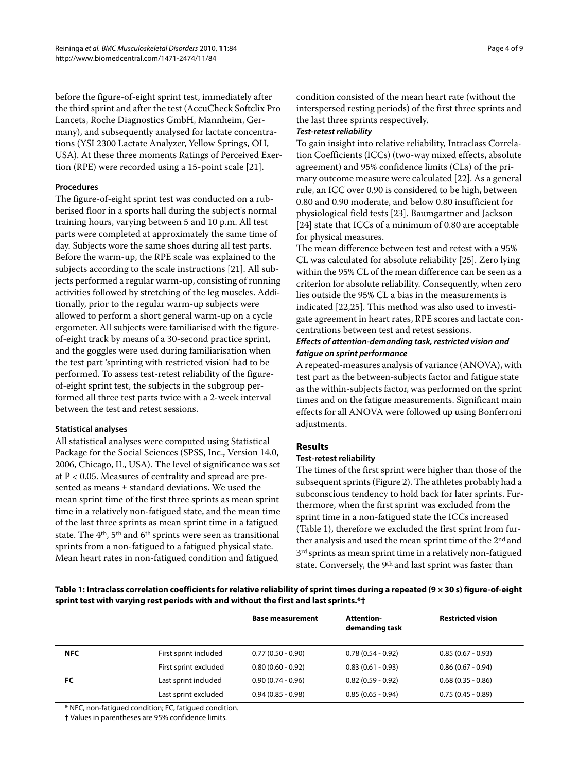before the figure-of-eight sprint test, immediately after the third sprint and after the test (AccuCheck Softclix Pro Lancets, Roche Diagnostics GmbH, Mannheim, Germany), and subsequently analysed for lactate concentrations (YSI 2300 Lactate Analyzer, Yellow Springs, OH, USA). At these three moments Ratings of Perceived Exertion (RPE) were recorded using a 15-point scale [21].

### Procedures

The figure-of-eight sprint test was conducted on a rubberised floor in a sports hall during the subject's normal training hours, varying between 5 and 10 p.m. All test parts were completed at approximately the same time of day. Subjects wore the same shoes during all test parts. Before the warm-up, the RPE scale was explained to the subjects according to the scale instructions [21]. All subjects performed a regular warm-up, consisting of running activities followed by stretching of the leg muscles. Additionally, prior to the regular warm-up subjects were allowed to perform a short general warm-up on a cycle ergometer. All subjects were familiarised with the figure-of-eight track by means of a 30-second practice sprint, and the goggles were used during familiarisation when the test part 'sprinting with restricted vision' had to be performed. To assess test-retest reliability of the figure-of-eight sprint test, the subjects in the subgroup performed all three test parts twice with a 2-week interval between the test and retest sessions.

### Statistical analyses

All statistical analyses were computed using Statistical Package for the Social Sciences (SPSS, Inc., Version 14.0, 2006, Chicago, IL, USA). The level of significance was set at $P < 0.05$. Measures of centrality and spread are presented as means ± standard deviations. We used the mean sprint time of the first three sprints as mean sprint time in a relatively non-fatigued state, and the mean time of the last three sprints as mean sprint time in a fatigued state. The 4th, 5th and 6th sprints were seen as transitional sprints from a non-fatigued to a fatigued physical state. Mean heart rates in non-fatigued condition and fatigued condition consisted of the mean heart rate (without the interspersed resting periods) of the first three sprints and the last three sprints respectively.

#### *Test-retest reliability*

To gain insight into relative reliability, Intraclass Correlation Coefficients (ICCs) (two-way mixed effects, absolute agreement) and 95% confidence limits (CLs) of the primary outcome measure were calculated [22]. As a general rule, an ICC over 0.90 is considered to be high, between 0.80 and 0.90 moderate, and below 0.80 insufficient for physiological field tests [23]. Baumgartner and Jackson [24] state that ICCs of a minimum of 0.80 are acceptable for physical measures.

The mean difference between test and retest with a 95% CL was calculated for absolute reliability [25]. Zero lying within the 95% CL of the mean difference can be seen as a criterion for absolute reliability. Consequently, when zero lies outside the 95% CL a bias in the measurements is indicated [22,25]. This method was also used to investigate agreement in heart rates, RPE scores and lactate concentrations between test and retest sessions.

#### *Effects of attention-demanding task, restricted vision and fatigue on sprint performance*

A repeated-measures analysis of variance (ANOVA), with test part as the between-subjects factor and fatigue state as the within-subjects factor, was performed on the sprint times and on the fatigue measurements. Significant main effects for all ANOVA were followed up using Bonferroni adjustments.

## Results

### Test-retest reliability

The times of the first sprint were higher than those of the subsequent sprints (Figure 2). The athletes probably had a subconscious tendency to hold back for later sprints. Furthermore, when the first sprint was excluded from the sprint time in a non-fatigued state the ICCs increased (Table 1), therefore we excluded the first sprint from further analysis and used the mean sprint time of the 2nd and 3rd sprints as mean sprint time in a relatively non-fatigued state. Conversely, the 9th and last sprint was faster than

**Table 1: Intraclass correlation coefficients for relative reliability of sprint times during a repeated (9 × 30 s) figure-of-eight sprint test with varying rest periods with and without the first and last sprints.*†**

| | | Base measurement | Attention-demanding task | Restricted vision |
|---|---|---|---|---|
| **NFC** | First sprint included | 0.77 (0.50 - 0.90) | 0.78 (0.54 - 0.92) | 0.85 (0.67 - 0.93) |
| | First sprint excluded | 0.80 (0.60 - 0.92) | 0.83 (0.61 - 0.93) | 0.86 (0.67 - 0.94) |
| **FC** | Last sprint included | 0.90 (0.74 - 0.96) | 0.82 (0.59 - 0.92) | 0.68 (0.35 - 0.86) |
| | Last sprint excluded | 0.94 (0.85 - 0.98) | 0.85 (0.65 - 0.94) | 0.75 (0.45 - 0.89) |

\* NFC, non-fatigued condition; FC, fatigued condition.

† Values in parentheses are 95% confidence limits.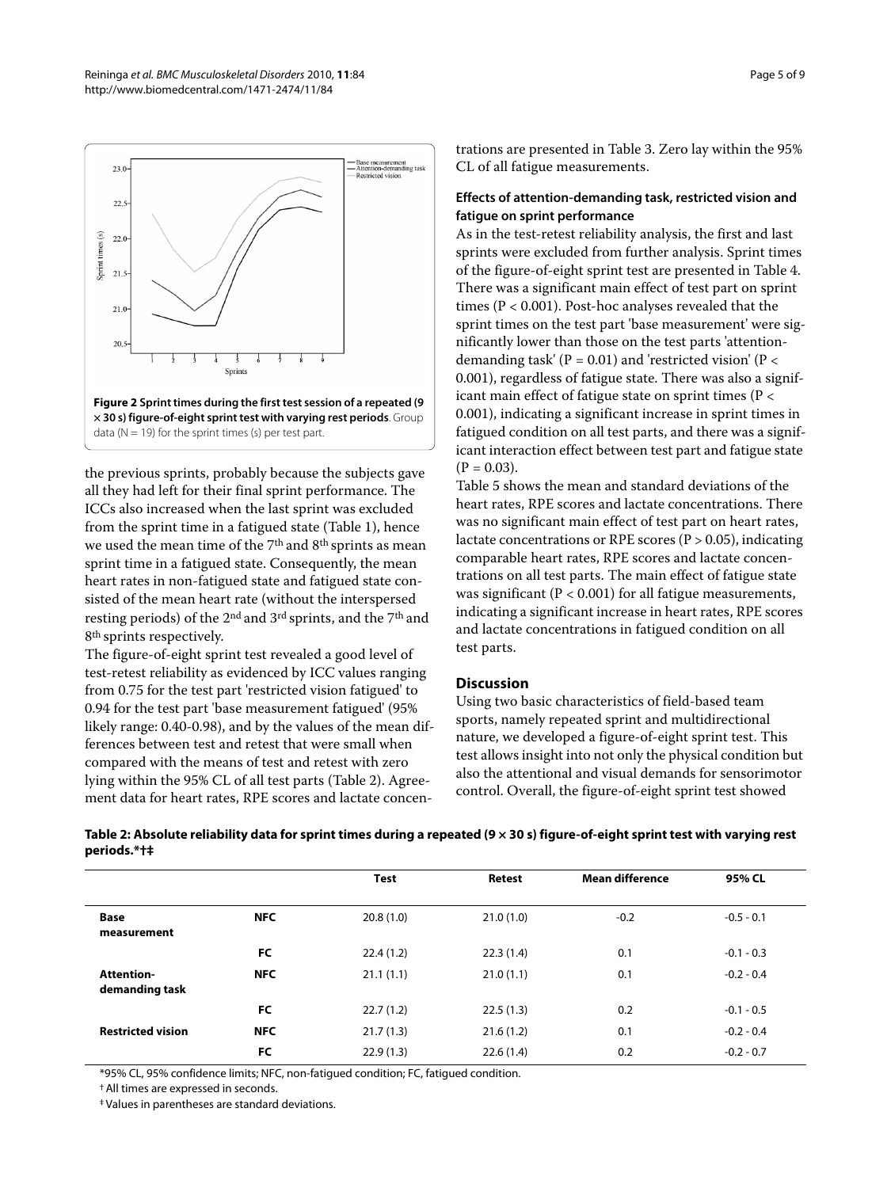**Figure 2 Sprint times during the first test session of a repeated (9 × 30 s) figure-of-eight sprint test with varying rest periods**. Group data (N = 19) for the sprint times (s) per test part.

the previous sprints, probably because the subjects gave all they had left for their final sprint performance. The ICCs also increased when the last sprint was excluded from the sprint time in a fatigued state (Table 1), hence we used the mean time of the 7th and 8th sprints as mean sprint time in a fatigued state. Consequently, the mean heart rates in non-fatigued state and fatigued state consisted of the mean heart rate (without the interspersed resting periods) of the 2nd and 3rd sprints, and the 7th and 8th sprints respectively.

The figure-of-eight sprint test revealed a good level of test-retest reliability as evidenced by ICC values ranging from 0.75 for the test part 'restricted vision fatigued' to 0.94 for the test part 'base measurement fatigued' (95% likely range: 0.40-0.98), and by the values of the mean differences between test and retest that were small when compared with the means of test and retest with zero lying within the 95% CL of all test parts (Table 2). Agreement data for heart rates, RPE scores and lactate concentrations are presented in Table 3. Zero lay within the 95% CL of all fatigue measurements.

### Effects of attention-demanding task, restricted vision and fatigue on sprint performance

As in the test-retest reliability analysis, the first and last sprints were excluded from further analysis. Sprint times of the figure-of-eight sprint test are presented in Table 4. There was a significant main effect of test part on sprint times ($P < 0.001$). Post-hoc analyses revealed that the sprint times on the test part 'base measurement' were significantly lower than those on the test parts 'attention-demanding task' ($P = 0.01$) and 'restricted vision' ($P < 0.001$), regardless of fatigue state. There was also a significant main effect of fatigue state on sprint times ($P < 0.001$), indicating a significant increase in sprint times in fatigued condition on all test parts, and there was a significant interaction effect between test part and fatigue state ($P = 0.03$).

Table 5 shows the mean and standard deviations of the heart rates, RPE scores and lactate concentrations. There was no significant main effect of test part on heart rates, lactate concentrations or RPE scores ($P > 0.05$), indicating comparable heart rates, RPE scores and lactate concentrations on all test parts. The main effect of fatigue state was significant ($P < 0.001$) for all fatigue measurements, indicating a significant increase in heart rates, RPE scores and lactate concentrations in fatigued condition on all test parts.

## Discussion

Using two basic characteristics of field-based team sports, namely repeated sprint and multidirectional nature, we developed a figure-of-eight sprint test. This test allows insight into not only the physical condition but also the attentional and visual demands for sensorimotor control. Overall, the figure-of-eight sprint test showed

**Table 2: Absolute reliability data for sprint times during a repeated (9 × 30 s) figure-of-eight sprint test with varying rest periods.*†‡**

| | | Test | Retest | Mean difference | 95% CL |
|---|---|---|---|---|---|
| **Base measurement** | **NFC** | 20.8 (1.0) | 21.0 (1.0) | -0.2 | -0.5 - 0.1 |
| | **FC** | 22.4 (1.2) | 22.3 (1.4) | 0.1 | -0.1 - 0.3 |
| **Attention-demanding task** | **NFC** | 21.1 (1.1) | 21.0 (1.1) | 0.1 | -0.2 - 0.4 |
| | **FC** | 22.7 (1.2) | 22.5 (1.3) | 0.2 | -0.1 - 0.5 |
| **Restricted vision** | **NFC** | 21.7 (1.3) | 21.6 (1.2) | 0.1 | -0.2 - 0.4 |
| | **FC** | 22.9 (1.3) | 22.6 (1.4) | 0.2 | -0.2 - 0.7 |

*95% CL, 95% confidence limits; NFC, non-fatigued condition; FC, fatigued condition.

† All times are expressed in seconds.

‡ Values in parentheses are standard deviations.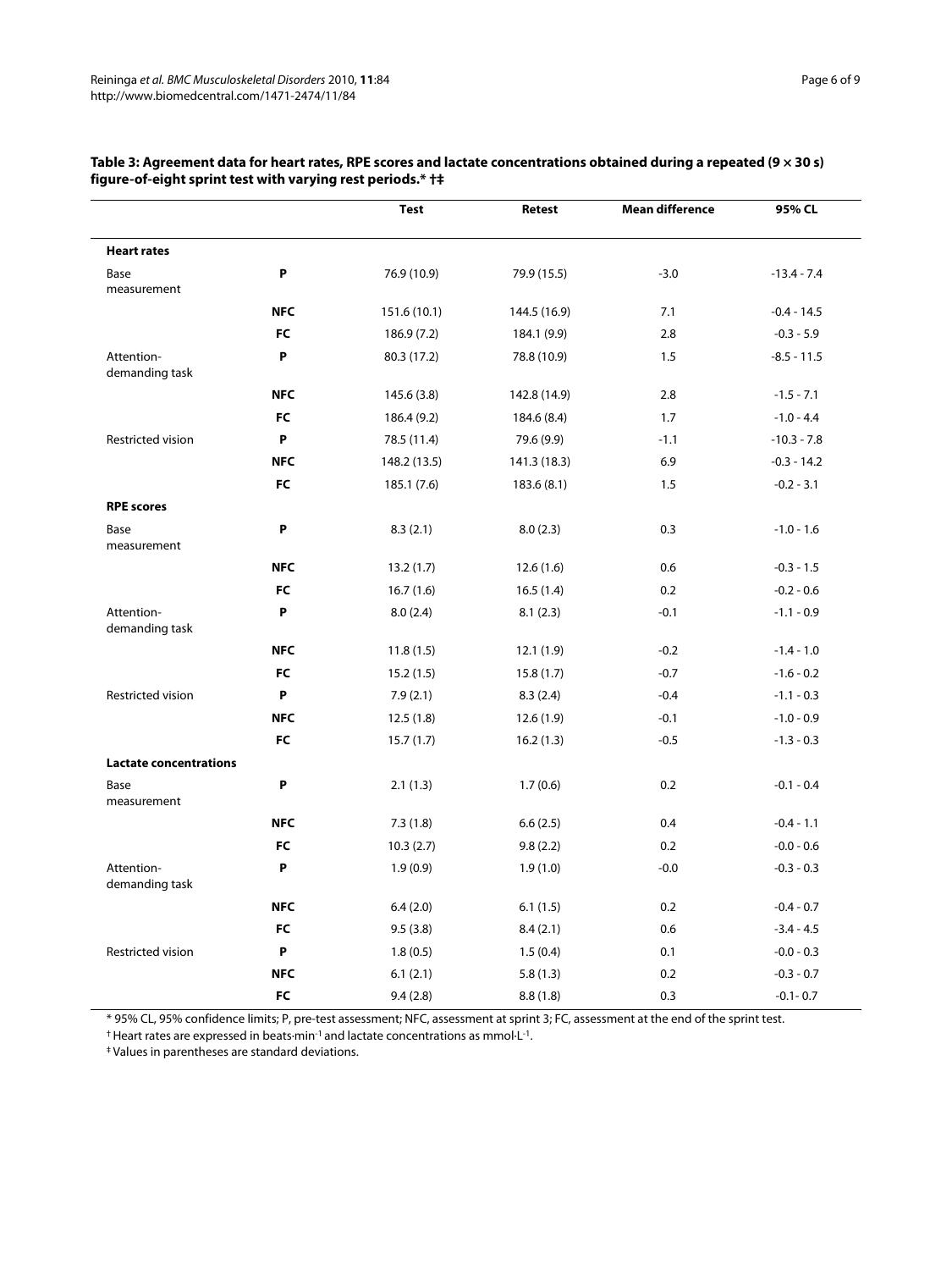**Table 3: Agreement data for heart rates, RPE scores and lactate concentrations obtained during a repeated (9 × 30 s) figure-of-eight sprint test with varying rest periods.* †‡**

| | | Test | Retest | Mean difference | 95% CL |
|---|---|---|---|---|---|
| **Heart rates** | | | | | |
| Base measurement | **P** | 76.9 (10.9) | 79.9 (15.5) | -3.0 | -13.4 - 7.4 |
| | **NFC** | 151.6 (10.1) | 144.5 (16.9) | 7.1 | -0.4 - 14.5 |
| | **FC** | 186.9 (7.2) | 184.1 (9.9) | 2.8 | -0.3 - 5.9 |
| Attention-demanding task | **P** | 80.3 (17.2) | 78.8 (10.9) | 1.5 | -8.5 - 11.5 |
| | **NFC** | 145.6 (3.8) | 142.8 (14.9) | 2.8 | -1.5 - 7.1 |
| | **FC** | 186.4 (9.2) | 184.6 (8.4) | 1.7 | -1.0 - 4.4 |
| Restricted vision | **P** | 78.5 (11.4) | 79.6 (9.9) | -1.1 | -10.3 - 7.8 |
| | **NFC** | 148.2 (13.5) | 141.3 (18.3) | 6.9 | -0.3 - 14.2 |
| | **FC** | 185.1 (7.6) | 183.6 (8.1) | 1.5 | -0.2 - 3.1 |
| **RPE scores** | | | | | |
| Base measurement | **P** | 8.3 (2.1) | 8.0 (2.3) | 0.3 | -1.0 - 1.6 |
| | **NFC** | 13.2 (1.7) | 12.6 (1.6) | 0.6 | -0.3 - 1.5 |
| | **FC** | 16.7 (1.6) | 16.5 (1.4) | 0.2 | -0.2 - 0.6 |
| Attention-demanding task | **P** | 8.0 (2.4) | 8.1 (2.3) | -0.1 | -1.1 - 0.9 |
| | **NFC** | 11.8 (1.5) | 12.1 (1.9) | -0.2 | -1.4 - 1.0 |
| | **FC** | 15.2 (1.5) | 15.8 (1.7) | -0.7 | -1.6 - 0.2 |
| Restricted vision | **P** | 7.9 (2.1) | 8.3 (2.4) | -0.4 | -1.1 - 0.3 |
| | **NFC** | 12.5 (1.8) | 12.6 (1.9) | -0.1 | -1.0 - 0.9 |
| | **FC** | 15.7 (1.7) | 16.2 (1.3) | -0.5 | -1.3 - 0.3 |
| **Lactate concentrations** | | | | | |
| Base measurement | **P** | 2.1 (1.3) | 1.7 (0.6) | 0.2 | -0.1 - 0.4 |
| | **NFC** | 7.3 (1.8) | 6.6 (2.5) | 0.4 | -0.4 - 1.1 |
| | **FC** | 10.3 (2.7) | 9.8 (2.2) | 0.2 | -0.0 - 0.6 |
| Attention-demanding task | **P** | 1.9 (0.9) | 1.9 (1.0) | -0.0 | -0.3 - 0.3 |
| | **NFC** | 6.4 (2.0) | 6.1 (1.5) | 0.2 | -0.4 - 0.7 |
| | **FC** | 9.5 (3.8) | 8.4 (2.1) | 0.6 | -3.4 - 4.5 |
| Restricted vision | **P** | 1.8 (0.5) | 1.5 (0.4) | 0.1 | -0.0 - 0.3 |
| | **NFC** | 6.1 (2.1) | 5.8 (1.3) | 0.2 | -0.3 - 0.7 |
| | **FC** | 9.4 (2.8) | 8.8 (1.8) | 0.3 | -0.1- 0.7 |

\* 95% CL, 95% confidence limits; P, pre-test assessment; NFC, assessment at sprint 3; FC, assessment at the end of the sprint test.

† Heart rates are expressed in beats·min$^{-1}$ and lactate concentrations as mmol·L$^{-1}$.

‡ Values in parentheses are standard deviations.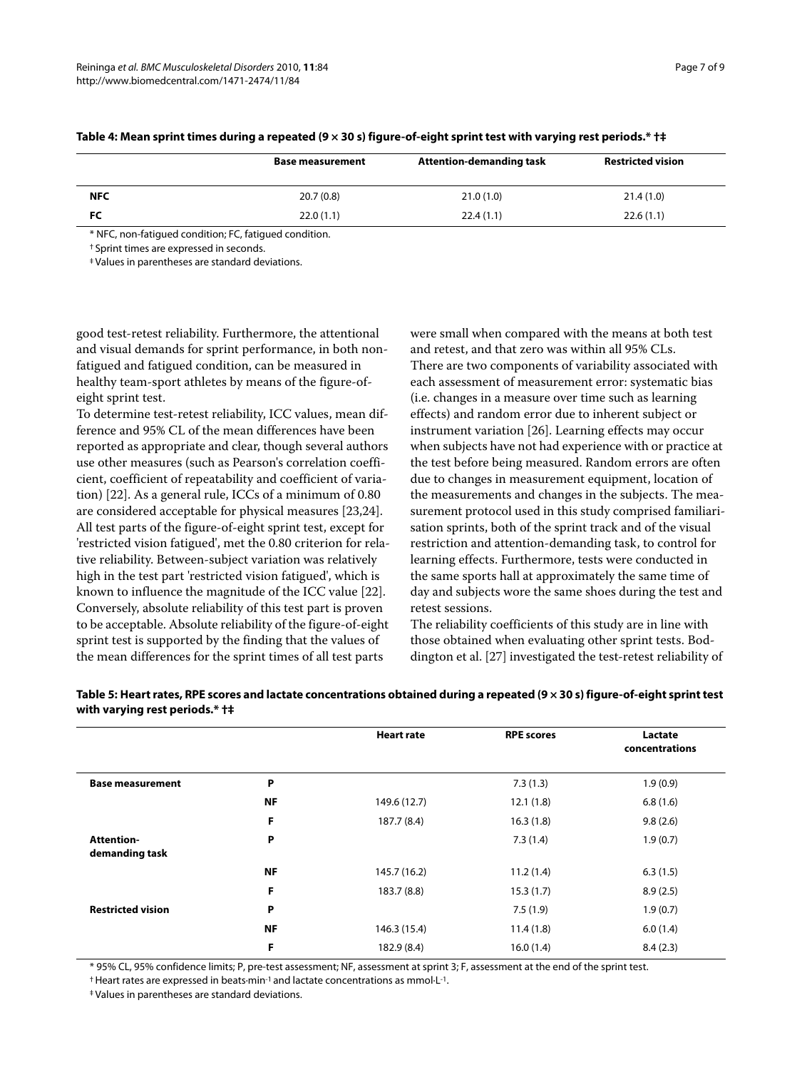**Table 4: Mean sprint times during a repeated (9 × 30 s) figure-of-eight sprint test with varying rest periods.* †‡**

| | Base measurement | Attention-demanding task | Restricted vision |
|---|---|---|---|
| **NFC** | 20.7 (0.8) | 21.0 (1.0) | 21.4 (1.0) |
| **FC** | 22.0 (1.1) | 22.4 (1.1) | 22.6 (1.1) |

* NFC, non-fatigued condition; FC, fatigued condition.

† Sprint times are expressed in seconds.

‡ Values in parentheses are standard deviations.

good test-retest reliability. Furthermore, the attentional and visual demands for sprint performance, in both non-fatigued and fatigued condition, can be measured in healthy team-sport athletes by means of the figure-of-eight sprint test.

To determine test-retest reliability, ICC values, mean difference and 95% CL of the mean differences have been reported as appropriate and clear, though several authors use other measures (such as Pearson's correlation coefficient, coefficient of repeatability and coefficient of variation) [22]. As a general rule, ICCs of a minimum of 0.80 are considered acceptable for physical measures [23,24]. All test parts of the figure-of-eight sprint test, except for 'restricted vision fatigued', met the 0.80 criterion for relative reliability. Between-subject variation was relatively high in the test part 'restricted vision fatigued', which is known to influence the magnitude of the ICC value [22]. Conversely, absolute reliability of this test part is proven to be acceptable. Absolute reliability of the figure-of-eight sprint test is supported by the finding that the values of the mean differences for the sprint times of all test parts were small when compared with the means at both test and retest, and that zero was within all 95% CLs.

There are two components of variability associated with each assessment of measurement error: systematic bias (i.e. changes in a measure over time such as learning effects) and random error due to inherent subject or instrument variation [26]. Learning effects may occur when subjects have not had experience with or practice at the test before being measured. Random errors are often due to changes in measurement equipment, location of the measurements and changes in the subjects. The measurement protocol used in this study comprised familiarisation sprints, both of the sprint track and of the visual restriction and attention-demanding task, to control for learning effects. Furthermore, tests were conducted in the same sports hall at approximately the same time of day and subjects wore the same shoes during the test and retest sessions.

The reliability coefficients of this study are in line with those obtained when evaluating other sprint tests. Boddington et al. [27] investigated the test-retest reliability of

**Table 5: Heart rates, RPE scores and lactate concentrations obtained during a repeated (9 × 30 s) figure-of-eight sprint test with varying rest periods.* †‡**

| | | Heart rate | RPE scores | Lactate concentrations |
|---|---|---|---|---|
| **Base measurement** | **P** | | 7.3 (1.3) | 1.9 (0.9) |
| | **NF** | 149.6 (12.7) | 12.1 (1.8) | 6.8 (1.6) |
| | **F** | 187.7 (8.4) | 16.3 (1.8) | 9.8 (2.6) |
| **Attention-demanding task** | **P** | | 7.3 (1.4) | 1.9 (0.7) |
| | **NF** | 145.7 (16.2) | 11.2 (1.4) | 6.3 (1.5) |
| | **F** | 183.7 (8.8) | 15.3 (1.7) | 8.9 (2.5) |
| **Restricted vision** | **P** | | 7.5 (1.9) | 1.9 (0.7) |
| | **NF** | 146.3 (15.4) | 11.4 (1.8) | 6.0 (1.4) |
| | **F** | 182.9 (8.4) | 16.0 (1.4) | 8.4 (2.3) |

* 95% CL, 95% confidence limits; P, pre-test assessment; NF, assessment at sprint 3; F, assessment at the end of the sprint test.

† Heart rates are expressed in beats·min$^{-1}$ and lactate concentrations as mmol·L$^{-1}$.

‡ Values in parentheses are standard deviations.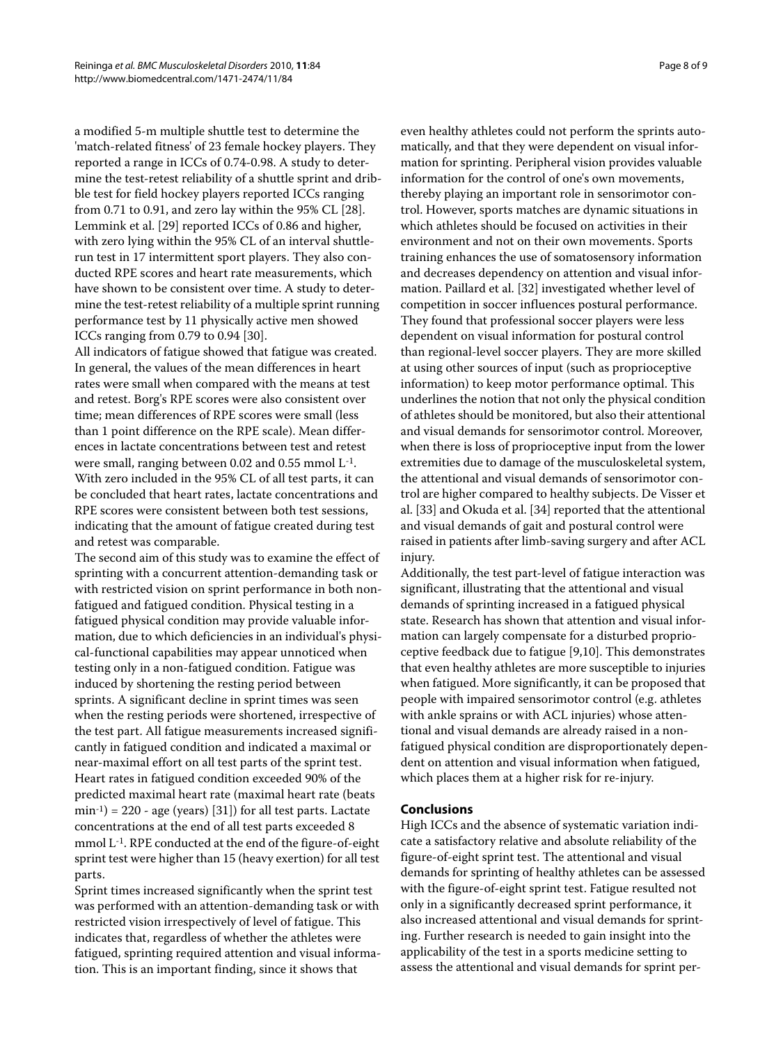a modified 5-m multiple shuttle test to determine the 'match-related fitness' of 23 female hockey players. They reported a range in ICCs of 0.74-0.98. A study to determine the test-retest reliability of a shuttle sprint and dribble test for field hockey players reported ICCs ranging from 0.71 to 0.91, and zero lay within the 95% CL [28]. Lemmink et al. [29] reported ICCs of 0.86 and higher, with zero lying within the 95% CL of an interval shuttle-run test in 17 intermittent sport players. They also conducted RPE scores and heart rate measurements, which have shown to be consistent over time. A study to determine the test-retest reliability of a multiple sprint running performance test by 11 physically active men showed ICCs ranging from 0.79 to 0.94 [30].

All indicators of fatigue showed that fatigue was created. In general, the values of the mean differences in heart rates were small when compared with the means at test and retest. Borg's RPE scores were also consistent over time; mean differences of RPE scores were small (less than 1 point difference on the RPE scale). Mean differences in lactate concentrations between test and retest were small, ranging between 0.02 and 0.55 mmol $L^{-1}$. With zero included in the 95% CL of all test parts, it can be concluded that heart rates, lactate concentrations and RPE scores were consistent between both test sessions, indicating that the amount of fatigue created during test and retest was comparable.

The second aim of this study was to examine the effect of sprinting with a concurrent attention-demanding task or with restricted vision on sprint performance in both non-fatigued and fatigued condition. Physical testing in a fatigued physical condition may provide valuable information, due to which deficiencies in an individual's physical-functional capabilities may appear unnoticed when testing only in a non-fatigued condition. Fatigue was induced by shortening the resting period between sprints. A significant decline in sprint times was seen when the resting periods were shortened, irrespective of the test part. All fatigue measurements increased significantly in fatigued condition and indicated a maximal or near-maximal effort on all test parts of the sprint test. Heart rates in fatigued condition exceeded 90% of the predicted maximal heart rate (maximal heart rate (beats $min^{-1}$) = 220 - age (years) [31]) for all test parts. Lactate concentrations at the end of all test parts exceeded 8 mmol $L^{-1}$. RPE conducted at the end of the figure-of-eight sprint test were higher than 15 (heavy exertion) for all test parts.

Sprint times increased significantly when the sprint test was performed with an attention-demanding task or with restricted vision irrespectively of level of fatigue. This indicates that, regardless of whether the athletes were fatigued, sprinting required attention and visual information. This is an important finding, since it shows that even healthy athletes could not perform the sprints automatically, and that they were dependent on visual information for sprinting. Peripheral vision provides valuable information for the control of one's own movements, thereby playing an important role in sensorimotor control. However, sports matches are dynamic situations in which athletes should be focused on activities in their environment and not on their own movements. Sports training enhances the use of somatosensory information and decreases dependency on attention and visual information. Paillard et al. [32] investigated whether level of competition in soccer influences postural performance. They found that professional soccer players were less dependent on visual information for postural control than regional-level soccer players. They are more skilled at using other sources of input (such as proprioceptive information) to keep motor performance optimal. This underlines the notion that not only the physical condition of athletes should be monitored, but also their attentional and visual demands for sensorimotor control. Moreover, when there is loss of proprioceptive input from the lower extremities due to damage of the musculoskeletal system, the attentional and visual demands of sensorimotor control are higher compared to healthy subjects. De Visser et al. [33] and Okuda et al. [34] reported that the attentional and visual demands of gait and postural control were raised in patients after limb-saving surgery and after ACL injury.

Additionally, the test part-level of fatigue interaction was significant, illustrating that the attentional and visual demands of sprinting increased in a fatigued physical state. Research has shown that attention and visual information can largely compensate for a disturbed proprioceptive feedback due to fatigue [9,10]. This demonstrates that even healthy athletes are more susceptible to injuries when fatigued. More significantly, it can be proposed that people with impaired sensorimotor control (e.g. athletes with ankle sprains or with ACL injuries) whose attentional and visual demands are already raised in a non-fatigued physical condition are disproportionately dependent on attention and visual information when fatigued, which places them at a higher risk for re-injury.

## Conclusions

High ICCs and the absence of systematic variation indicate a satisfactory relative and absolute reliability of the figure-of-eight sprint test. The attentional and visual demands for sprinting of healthy athletes can be assessed with the figure-of-eight sprint test. Fatigue resulted not only in a significantly decreased sprint performance, it also increased attentional and visual demands for sprinting. Further research is needed to gain insight into the applicability of the test in a sports medicine setting to assess the attentional and visual demands for sprint per-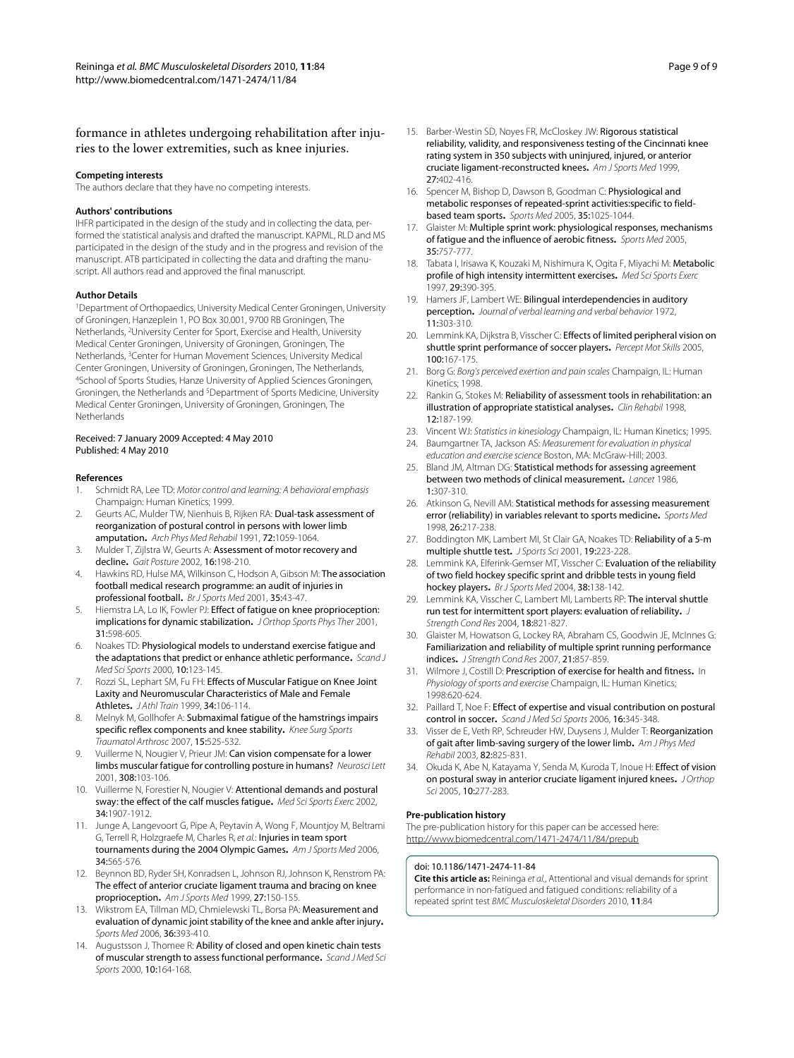formance in athletes undergoing rehabilitation after injuries to the lower extremities, such as knee injuries.

#### Competing interests

The authors declare that they have no competing interests.

#### Authors' contributions

IHFR participated in the design of the study and in collecting the data, performed the statistical analysis and drafted the manuscript. KAPML, RLD and MS participated in the design of the study and in the progress and revision of the manuscript. ATB participated in collecting the data and drafting the manuscript. All authors read and approved the final manuscript.

#### Author Details

[1]Department of Orthopaedics, University Medical Center Groningen, University of Groningen, Hanzeplein 1, PO Box 30.001, 9700 RB Groningen, The Netherlands, [2]University Center for Sport, Exercise and Health, University Medical Center Groningen, University of Groningen, Groningen, The Netherlands, [3]Center for Human Movement Sciences, University Medical Center Groningen, University of Groningen, Groningen, The Netherlands, [4]School of Sports Studies, Hanze University of Applied Sciences Groningen, Groningen, the Netherlands and [5]Department of Sports Medicine, University Medical Center Groningen, University of Groningen, Groningen, The Netherlands

Received: 7 January 2009 Accepted: 4 May 2010
Published: 4 May 2010

#### References

1. Schmidt RA, Lee TD: *Motor control and learning: A behavioral emphasis* Champaign: Human Kinetics; 1999.
2. Geurts AC, Mulder TW, Nienhuis B, Rijken RA: **Dual-task assessment of reorganization of postural control in persons with lower limb amputation.** *Arch Phys Med Rehabil* 1991, **72**:1059-1064.
3. Mulder T, Zijlstra W, Geurts A: **Assessment of motor recovery and decline.** *Gait Posture* 2002, **16**:198-210.
4. Hawkins RD, Hulse MA, Wilkinson C, Hodson A, Gibson M: **The association football medical research programme: an audit of injuries in professional football.** *Br J Sports Med* 2001, **35**:43-47.
5. Hiemstra LA, Lo IK, Fowler PJ: **Effect of fatigue on knee proprioception: implications for dynamic stabilization.** *J Orthop Sports Phys Ther* 2001, **31**:598-605.
6. Noakes TD: **Physiological models to understand exercise fatigue and the adaptations that predict or enhance athletic performance.** *Scand J Med Sci Sports* 2000, **10**:123-145.
7. Rozzi SL, Lephart SM, Fu FH: **Effects of Muscular Fatigue on Knee Joint Laxity and Neuromuscular Characteristics of Male and Female Athletes.** *J Athl Train* 1999, **34**:106-114.
8. Melnyk M, Gollhofer A: **Submaximal fatigue of the hamstrings impairs specific reflex components and knee stability.** *Knee Surg Sports Traumatol Arthrosc* 2007, **15**:525-532.
9. Vuillerme N, Nougier V, Prieur JM: **Can vision compensate for a lower limbs muscular fatigue for controlling posture in humans?** *Neurosci Lett* 2001, **308**:103-106.
10. Vuillerme N, Forestier N, Nougier V: **Attentional demands and postural sway: the effect of the calf muscles fatigue.** *Med Sci Sports Exerc* 2002, **34**:1907-1912.
11. Junge A, Langevoort G, Pipe A, Peytavin A, Wong F, Mountjoy M, Beltrami G, Terrell R, Holzgraefe M, Charles R, *et al.*: **Injuries in team sport tournaments during the 2004 Olympic Games.** *Am J Sports Med* 2006, **34**:565-576.
12. Beynnon BD, Ryder SH, Konradsen L, Johnson RJ, Johnson K, Renstrom PA: **The effect of anterior cruciate ligament trauma and bracing on knee proprioception.** *Am J Sports Med* 1999, **27**:150-155.
13. Wikstrom EA, Tillman MD, Chmielewski TL, Borsa PA: **Measurement and evaluation of dynamic joint stability of the knee and ankle after injury.** *Sports Med* 2006, **36**:393-410.
14. Augustsson J, Thomee R: **Ability of closed and open kinetic chain tests of muscular strength to assess functional performance.** *Scand J Med Sci Sports* 2000, **10**:164-168.
15. Barber-Westin SD, Noyes FR, McCloskey JW: **Rigorous statistical reliability, validity, and responsiveness testing of the Cincinnati knee rating system in 350 subjects with uninjured, injured, or anterior cruciate ligament-reconstructed knees.** *Am J Sports Med* 1999, **27**:402-416.
16. Spencer M, Bishop D, Dawson B, Goodman C: **Physiological and metabolic responses of repeated-sprint activities:specific to field-based team sports.** *Sports Med* 2005, **35**:1025-1044.
17. Glaister M: **Multiple sprint work: physiological responses, mechanisms of fatigue and the influence of aerobic fitness.** *Sports Med* 2005, **35**:757-777.
18. Tabata I, Irisawa K, Kouzaki M, Nishimura K, Ogita F, Miyachi M: **Metabolic profile of high intensity intermittent exercises.** *Med Sci Sports Exerc* 1997, **29**:390-395.
19. Hamers JF, Lambert WE: **Bilingual interdependencies in auditory perception.** *Journal of verbal learning and verbal behavior* 1972, **11**:303-310.
20. Lemmink KA, Dijkstra B, Visscher C: **Effects of limited peripheral vision on shuttle sprint performance of soccer players.** *Percept Mot Skills* 2005, **100**:167-175.
21. Borg G: *Borg's perceived exertion and pain scales* Champaign, IL: Human Kinetics; 1998.
22. Rankin G, Stokes M: **Reliability of assessment tools in rehabilitation: an illustration of appropriate statistical analyses.** *Clin Rehabil* 1998, **12**:187-199.
23. Vincent WJ: *Statistics in kinesiology* Champaign, IL: Human Kinetics; 1995.
24. Baumgartner TA, Jackson AS: *Measurement for evaluation in physical education and exercise science* Boston, MA: McGraw-Hill; 2003.
25. Bland JM, Altman DG: **Statistical methods for assessing agreement between two methods of clinical measurement.** *Lancet* 1986, **1**:307-310.
26. Atkinson G, Nevill AM: **Statistical methods for assessing measurement error (reliability) in variables relevant to sports medicine.** *Sports Med* 1998, **26**:217-238.
27. Boddington MK, Lambert MI, St Clair GA, Noakes TD: **Reliability of a 5-m multiple shuttle test.** *J Sports Sci* 2001, **19**:223-228.
28. Lemmink KA, Elferink-Gemser MT, Visscher C: **Evaluation of the reliability of two field hockey specific sprint and dribble tests in young field hockey players.** *Br J Sports Med* 2004, **38**:138-142.
29. Lemmink KA, Visscher C, Lambert MI, Lamberts RP: **The interval shuttle run test for intermittent sport players: evaluation of reliability.** *J Strength Cond Res* 2004, **18**:821-827.
30. Glaister M, Howatson G, Lockey RA, Abraham CS, Goodwin JE, McInnes G: **Familiarization and reliability of multiple sprint running performance indices.** *J Strength Cond Res* 2007, **21**:857-859.
31. Wilmore J, Costill D: **Prescription of exercise for health and fitness.** In *Physiology of sports and exercise* Champaign, IL: Human Kinetics; 1998:620-624.
32. Paillard T, Noe F: **Effect of expertise and visual contribution on postural control in soccer.** *Scand J Med Sci Sports* 2006, **16**:345-348.
33. Visser de E, Veth RP, Schreuder HW, Duysens J, Mulder T: **Reorganization of gait after limb-saving surgery of the lower limb.** *Am J Phys Med Rehabil* 2003, **82**:825-831.
34. Okuda K, Abe N, Katayama Y, Senda M, Kuroda T, Inoue H: **Effect of vision on postural sway in anterior cruciate ligament injured knees.** *J Orthop Sci* 2005, **10**:277-283.

#### Pre-publication history

The pre-publication history for this paper can be accessed here:
http://www.biomedcentral.com/1471-2474/11/84/prepub

doi: 10.1186/1471-2474-11-84
**Cite this article as:** Reininga *et al.*, Attentional and visual demands for sprint performance in non-fatigued and fatigued conditions: reliability of a repeated sprint test *BMC Musculoskeletal Disorders* 2010, **11**:84